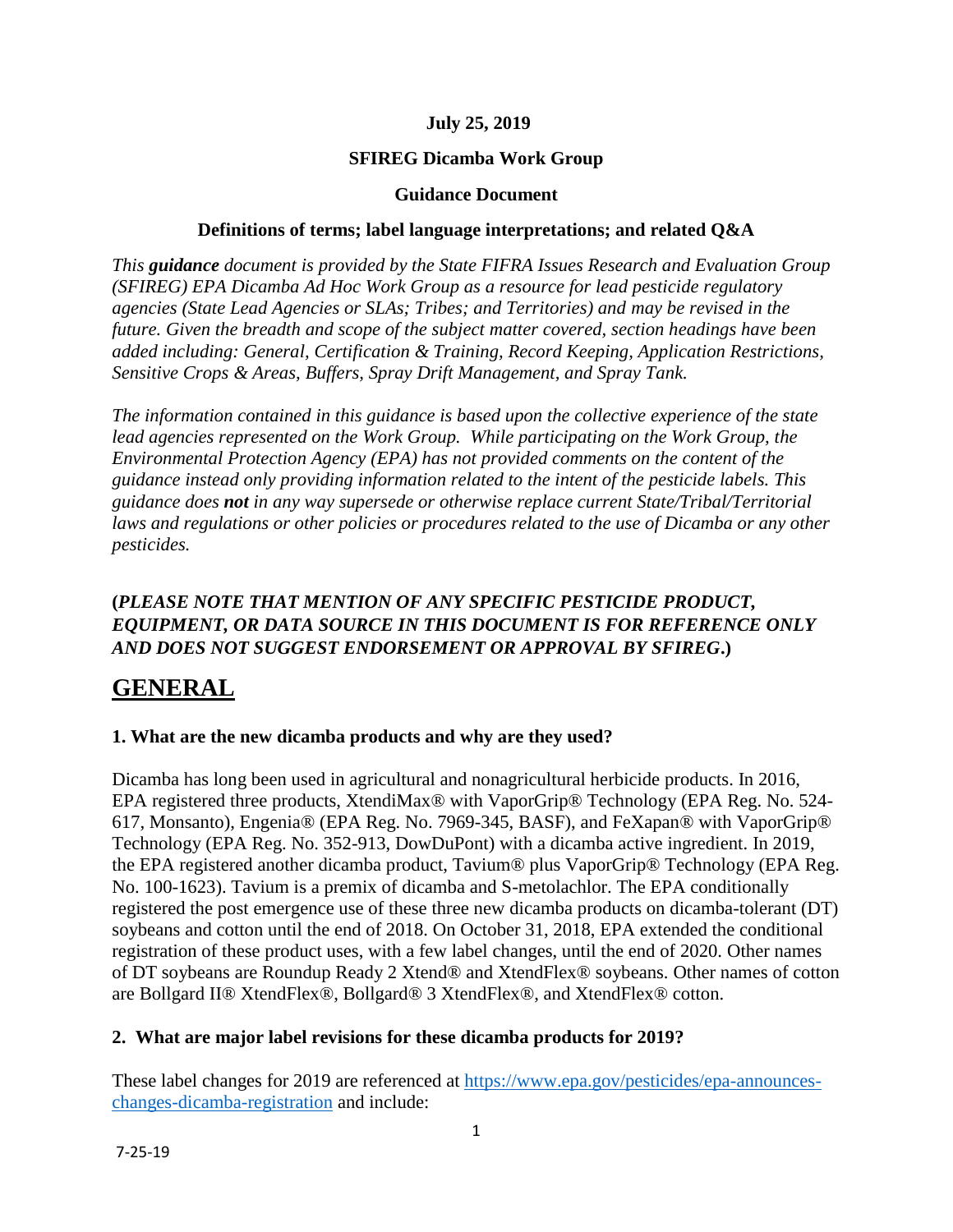**July 25, 2019**

**SFIREG Dicamba Work Group**

**Guidance Document**

**Definitions of terms; label language interpretations; and related Q&A**

*This **guidance** document is provided by the State FIFRA Issues Research and Evaluation Group (SFIREG) EPA Dicamba Ad Hoc Work Group as a resource for lead pesticide regulatory agencies (State Lead Agencies or SLAs; Tribes; and Territories) and may be revised in the future. Given the breadth and scope of the subject matter covered, section headings have been added including: General, Certification & Training, Record Keeping, Application Restrictions, Sensitive Crops & Areas, Buffers, Spray Drift Management, and Spray Tank.*

*The information contained in this guidance is based upon the collective experience of the state lead agencies represented on the Work Group. While participating on the Work Group, the Environmental Protection Agency (EPA) has not provided comments on the content of the guidance instead only providing information related to the intent of the pesticide labels. This guidance does **not** in any way supersede or otherwise replace current State/Tribal/Territorial laws and regulations or other policies or procedures related to the use of Dicamba or any other pesticides.*

**(*PLEASE NOTE THAT MENTION OF ANY SPECIFIC PESTICIDE PRODUCT, EQUIPMENT, OR DATA SOURCE IN THIS DOCUMENT IS FOR REFERENCE ONLY AND DOES NOT SUGGEST ENDORSEMENT OR APPROVAL BY SFIREG*.)**

# GENERAL

### 1. What are the new dicamba products and why are they used?

Dicamba has long been used in agricultural and nonagricultural herbicide products. In 2016, EPA registered three products, XtendiMax® with VaporGrip® Technology (EPA Reg. No. 524-617, Monsanto), Engenia® (EPA Reg. No. 7969-345, BASF), and FeXapan® with VaporGrip® Technology (EPA Reg. No. 352-913, DowDuPont) with a dicamba active ingredient. In 2019, the EPA registered another dicamba product, Tavium® plus VaporGrip® Technology (EPA Reg. No. 100-1623). Tavium is a premix of dicamba and S-metolachlor. The EPA conditionally registered the post emergence use of these three new dicamba products on dicamba-tolerant (DT) soybeans and cotton until the end of 2018. On October 31, 2018, EPA extended the conditional registration of these product uses, with a few label changes, until the end of 2020. Other names of DT soybeans are Roundup Ready 2 Xtend® and XtendFlex® soybeans. Other names of cotton are Bollgard II® XtendFlex®, Bollgard® 3 XtendFlex®, and XtendFlex® cotton.

### 2. What are major label revisions for these dicamba products for 2019?

These label changes for 2019 are referenced at https://www.epa.gov/pesticides/epa-announces-changes-dicamba-registration and include: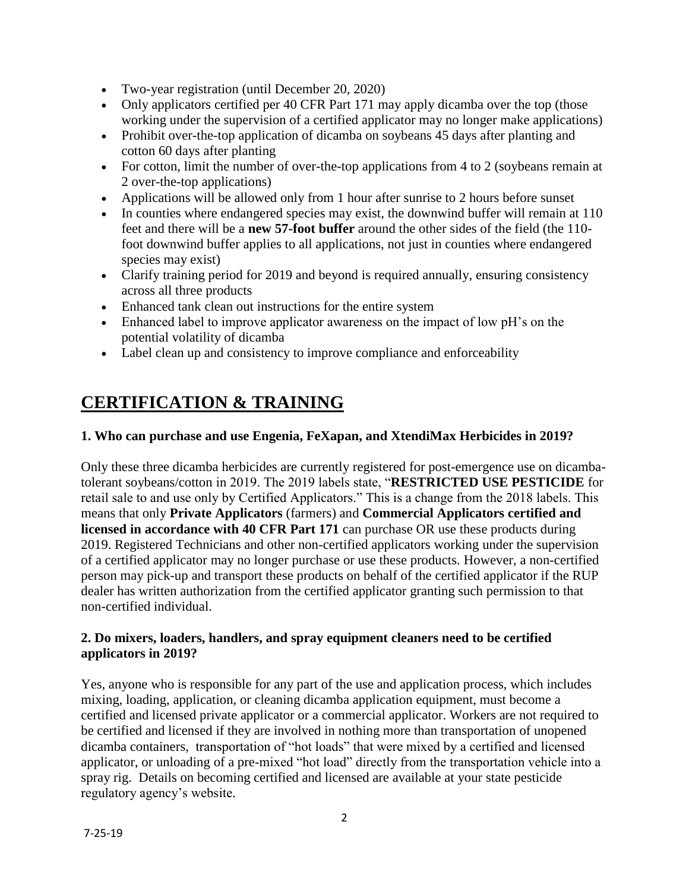- Two-year registration (until December 20, 2020)
- Only applicators certified per 40 CFR Part 171 may apply dicamba over the top (those working under the supervision of a certified applicator may no longer make applications)
- Prohibit over-the-top application of dicamba on soybeans 45 days after planting and cotton 60 days after planting
- For cotton, limit the number of over-the-top applications from 4 to 2 (soybeans remain at 2 over-the-top applications)
- Applications will be allowed only from 1 hour after sunrise to 2 hours before sunset
- In counties where endangered species may exist, the downwind buffer will remain at 110 feet and there will be a **new 57-foot buffer** around the other sides of the field (the 110-foot downwind buffer applies to all applications, not just in counties where endangered species may exist)
- Clarify training period for 2019 and beyond is required annually, ensuring consistency across all three products
- Enhanced tank clean out instructions for the entire system
- Enhanced label to improve applicator awareness on the impact of low pH's on the potential volatility of dicamba
- Label clean up and consistency to improve compliance and enforceability

# CERTIFICATION & TRAINING

### 1. Who can purchase and use Engenia, FeXapan, and XtendiMax Herbicides in 2019?

Only these three dicamba herbicides are currently registered for post-emergence use on dicamba-tolerant soybeans/cotton in 2019. The 2019 labels state, "**RESTRICTED USE PESTICIDE** for retail sale to and use only by Certified Applicators." This is a change from the 2018 labels. This means that only **Private Applicators** (farmers) and **Commercial Applicators certified and licensed in accordance with 40 CFR Part 171** can purchase OR use these products during 2019. Registered Technicians and other non-certified applicators working under the supervision of a certified applicator may no longer purchase or use these products. However, a non-certified person may pick-up and transport these products on behalf of the certified applicator if the RUP dealer has written authorization from the certified applicator granting such permission to that non-certified individual.

### 2. Do mixers, loaders, handlers, and spray equipment cleaners need to be certified applicators in 2019?

Yes, anyone who is responsible for any part of the use and application process, which includes mixing, loading, application, or cleaning dicamba application equipment, must become a certified and licensed private applicator or a commercial applicator. Workers are not required to be certified and licensed if they are involved in nothing more than transportation of unopened dicamba containers, transportation of "hot loads" that were mixed by a certified and licensed applicator, or unloading of a pre-mixed "hot load" directly from the transportation vehicle into a spray rig. Details on becoming certified and licensed are available at your state pesticide regulatory agency's website.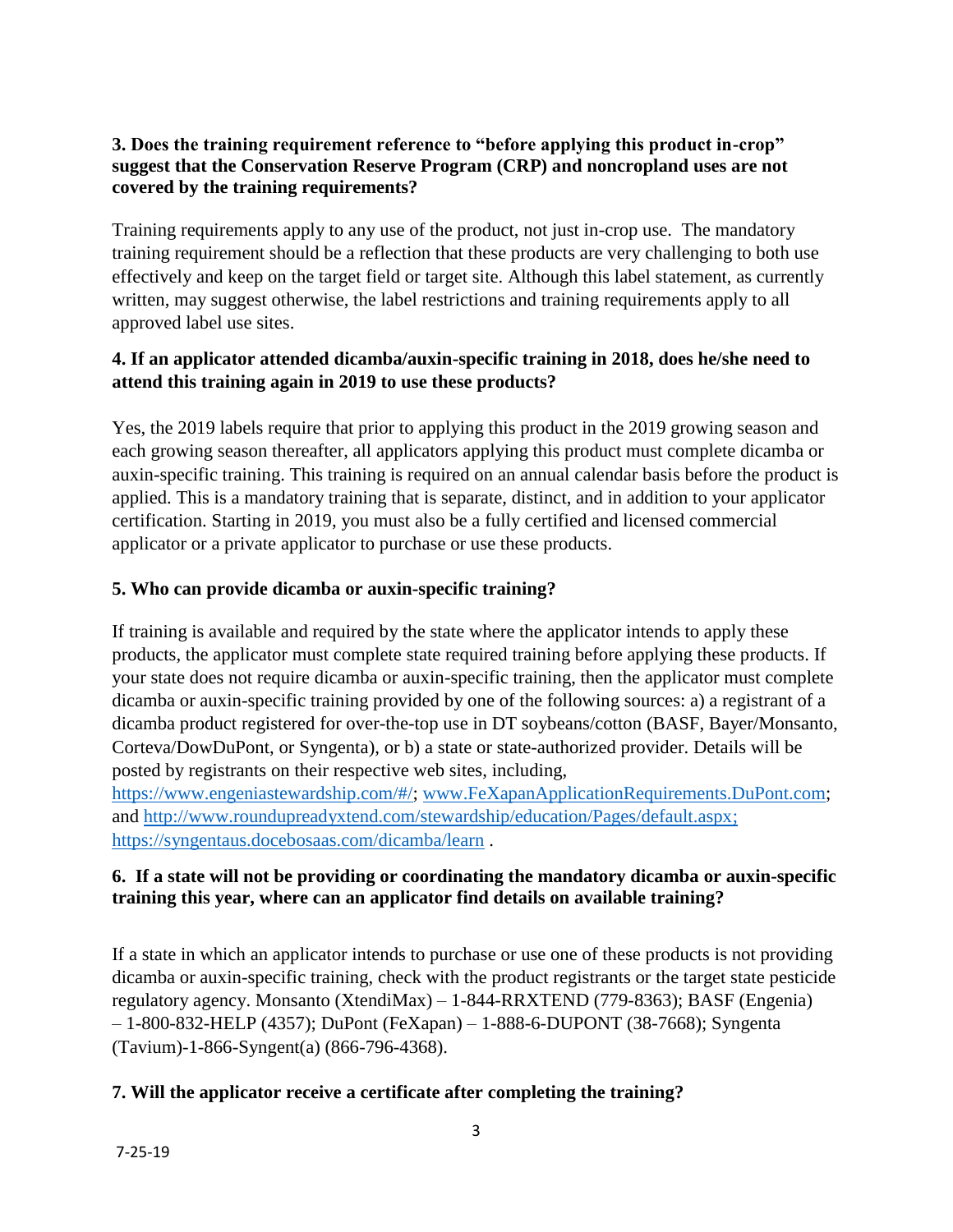**3. Does the training requirement reference to "before applying this product in-crop" suggest that the Conservation Reserve Program (CRP) and noncropland uses are not covered by the training requirements?**

Training requirements apply to any use of the product, not just in-crop use. The mandatory training requirement should be a reflection that these products are very challenging to both use effectively and keep on the target field or target site. Although this label statement, as currently written, may suggest otherwise, the label restrictions and training requirements apply to all approved label use sites.

**4. If an applicator attended dicamba/auxin-specific training in 2018, does he/she need to attend this training again in 2019 to use these products?**

Yes, the 2019 labels require that prior to applying this product in the 2019 growing season and each growing season thereafter, all applicators applying this product must complete dicamba or auxin-specific training. This training is required on an annual calendar basis before the product is applied. This is a mandatory training that is separate, distinct, and in addition to your applicator certification. Starting in 2019, you must also be a fully certified and licensed commercial applicator or a private applicator to purchase or use these products.

**5. Who can provide dicamba or auxin-specific training?**

If training is available and required by the state where the applicator intends to apply these products, the applicator must complete state required training before applying these products. If your state does not require dicamba or auxin-specific training, then the applicator must complete dicamba or auxin-specific training provided by one of the following sources: a) a registrant of a dicamba product registered for over-the-top use in DT soybeans/cotton (BASF, Bayer/Monsanto, Corteva/DowDuPont, or Syngenta), or b) a state or state-authorized provider. Details will be posted by registrants on their respective web sites, including, https://www.engeniastewardship.com/#/; www.FeXapanApplicationRequirements.DuPont.com; and http://www.roundupreadyxtend.com/stewardship/education/Pages/default.aspx; https://syngentaus.docebosaas.com/dicamba/learn .

**6. If a state will not be providing or coordinating the mandatory dicamba or auxin-specific training this year, where can an applicator find details on available training?**

If a state in which an applicator intends to purchase or use one of these products is not providing dicamba or auxin-specific training, check with the product registrants or the target state pesticide regulatory agency. Monsanto (XtendiMax) – 1-844-RRXTEND (779-8363); BASF (Engenia) – 1-800-832-HELP (4357); DuPont (FeXapan) – 1-888-6-DUPONT (38-7668); Syngenta (Tavium)-1-866-Syngent(a) (866-796-4368).

**7. Will the applicator receive a certificate after completing the training?**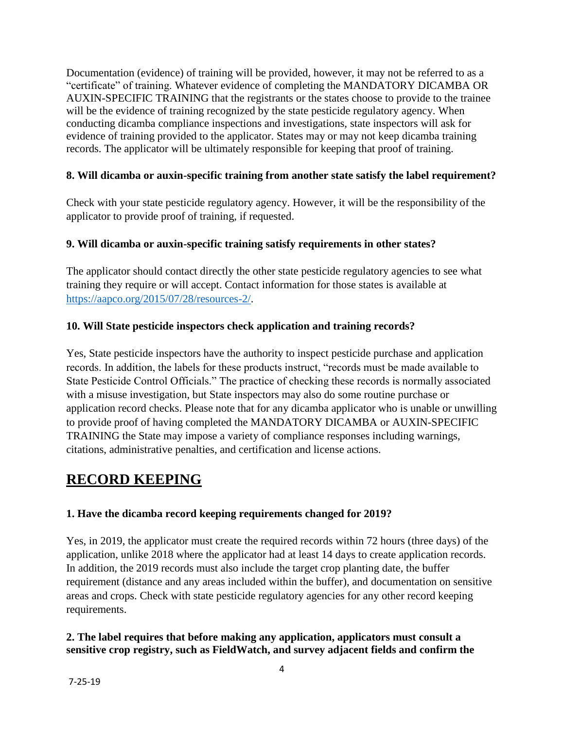Documentation (evidence) of training will be provided, however, it may not be referred to as a "certificate" of training. Whatever evidence of completing the MANDATORY DICAMBA OR AUXIN-SPECIFIC TRAINING that the registrants or the states choose to provide to the trainee will be the evidence of training recognized by the state pesticide regulatory agency. When conducting dicamba compliance inspections and investigations, state inspectors will ask for evidence of training provided to the applicator. States may or may not keep dicamba training records. The applicator will be ultimately responsible for keeping that proof of training.

**8. Will dicamba or auxin-specific training from another state satisfy the label requirement?**

Check with your state pesticide regulatory agency. However, it will be the responsibility of the applicator to provide proof of training, if requested.

**9. Will dicamba or auxin-specific training satisfy requirements in other states?**

The applicator should contact directly the other state pesticide regulatory agencies to see what training they require or will accept. Contact information for those states is available at [https://aapco.org/2015/07/28/resources-2/](https://aapco.org/2015/07/28/resources-2/).

**10. Will State pesticide inspectors check application and training records?**

Yes, State pesticide inspectors have the authority to inspect pesticide purchase and application records. In addition, the labels for these products instruct, "records must be made available to State Pesticide Control Officials." The practice of checking these records is normally associated with a misuse investigation, but State inspectors may also do some routine purchase or application record checks. Please note that for any dicamba applicator who is unable or unwilling to provide proof of having completed the MANDATORY DICAMBA or AUXIN-SPECIFIC TRAINING the State may impose a variety of compliance responses including warnings, citations, administrative penalties, and certification and license actions.

## RECORD KEEPING

**1. Have the dicamba record keeping requirements changed for 2019?**

Yes, in 2019, the applicator must create the required records within 72 hours (three days) of the application, unlike 2018 where the applicator had at least 14 days to create application records. In addition, the 2019 records must also include the target crop planting date, the buffer requirement (distance and any areas included within the buffer), and documentation on sensitive areas and crops. Check with state pesticide regulatory agencies for any other record keeping requirements.

**2. The label requires that before making any application, applicators must consult a sensitive crop registry, such as FieldWatch, and survey adjacent fields and confirm the**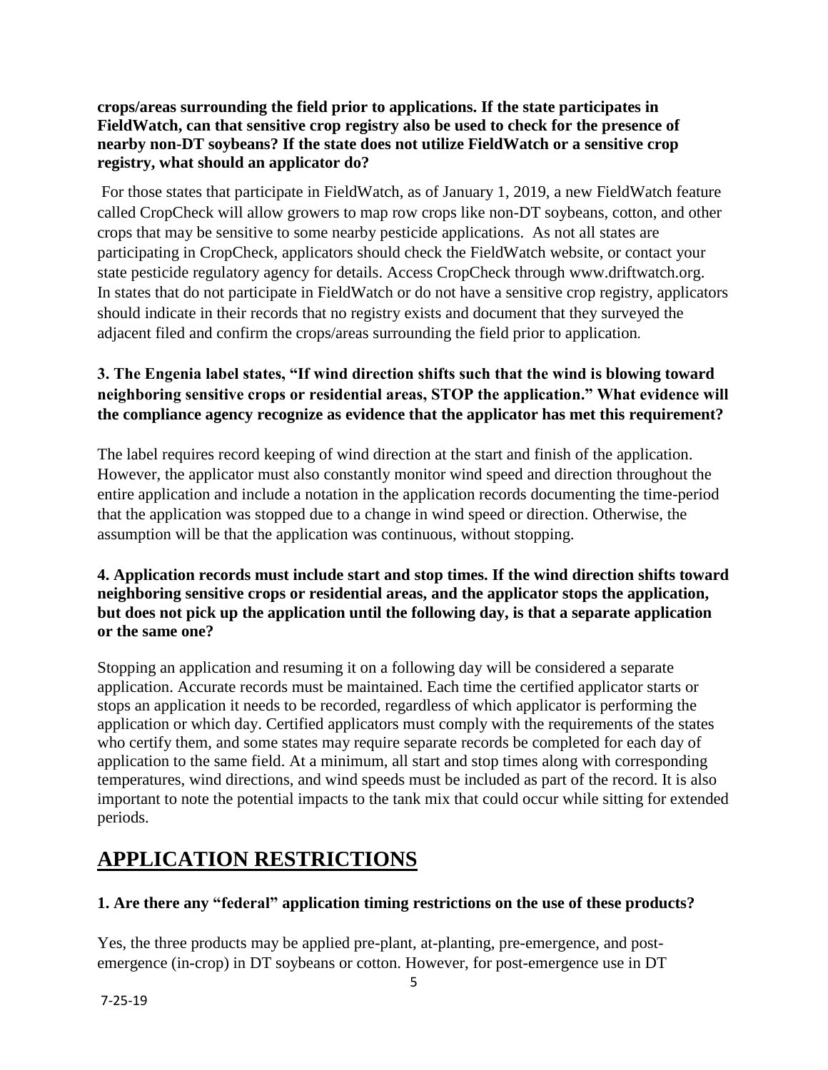**crops/areas surrounding the field prior to applications. If the state participates in FieldWatch, can that sensitive crop registry also be used to check for the presence of nearby non-DT soybeans? If the state does not utilize FieldWatch or a sensitive crop registry, what should an applicator do?**

For those states that participate in FieldWatch, as of January 1, 2019, a new FieldWatch feature called CropCheck will allow growers to map row crops like non-DT soybeans, cotton, and other crops that may be sensitive to some nearby pesticide applications. As not all states are participating in CropCheck, applicators should check the FieldWatch website, or contact your state pesticide regulatory agency for details. Access CropCheck through www.driftwatch.org. In states that do not participate in FieldWatch or do not have a sensitive crop registry, applicators should indicate in their records that no registry exists and document that they surveyed the adjacent filed and confirm the crops/areas surrounding the field prior to application.

**3. The Engenia label states, "If wind direction shifts such that the wind is blowing toward neighboring sensitive crops or residential areas, STOP the application." What evidence will the compliance agency recognize as evidence that the applicator has met this requirement?**

The label requires record keeping of wind direction at the start and finish of the application. However, the applicator must also constantly monitor wind speed and direction throughout the entire application and include a notation in the application records documenting the time-period that the application was stopped due to a change in wind speed or direction. Otherwise, the assumption will be that the application was continuous, without stopping.

**4. Application records must include start and stop times. If the wind direction shifts toward neighboring sensitive crops or residential areas, and the applicator stops the application, but does not pick up the application until the following day, is that a separate application or the same one?**

Stopping an application and resuming it on a following day will be considered a separate application. Accurate records must be maintained. Each time the certified applicator starts or stops an application it needs to be recorded, regardless of which applicator is performing the application or which day. Certified applicators must comply with the requirements of the states who certify them, and some states may require separate records be completed for each day of application to the same field. At a minimum, all start and stop times along with corresponding temperatures, wind directions, and wind speeds must be included as part of the record. It is also important to note the potential impacts to the tank mix that could occur while sitting for extended periods.

## APPLICATION RESTRICTIONS

**1. Are there any "federal" application timing restrictions on the use of these products?**

Yes, the three products may be applied pre-plant, at-planting, pre-emergence, and post-emergence (in-crop) in DT soybeans or cotton. However, for post-emergence use in DT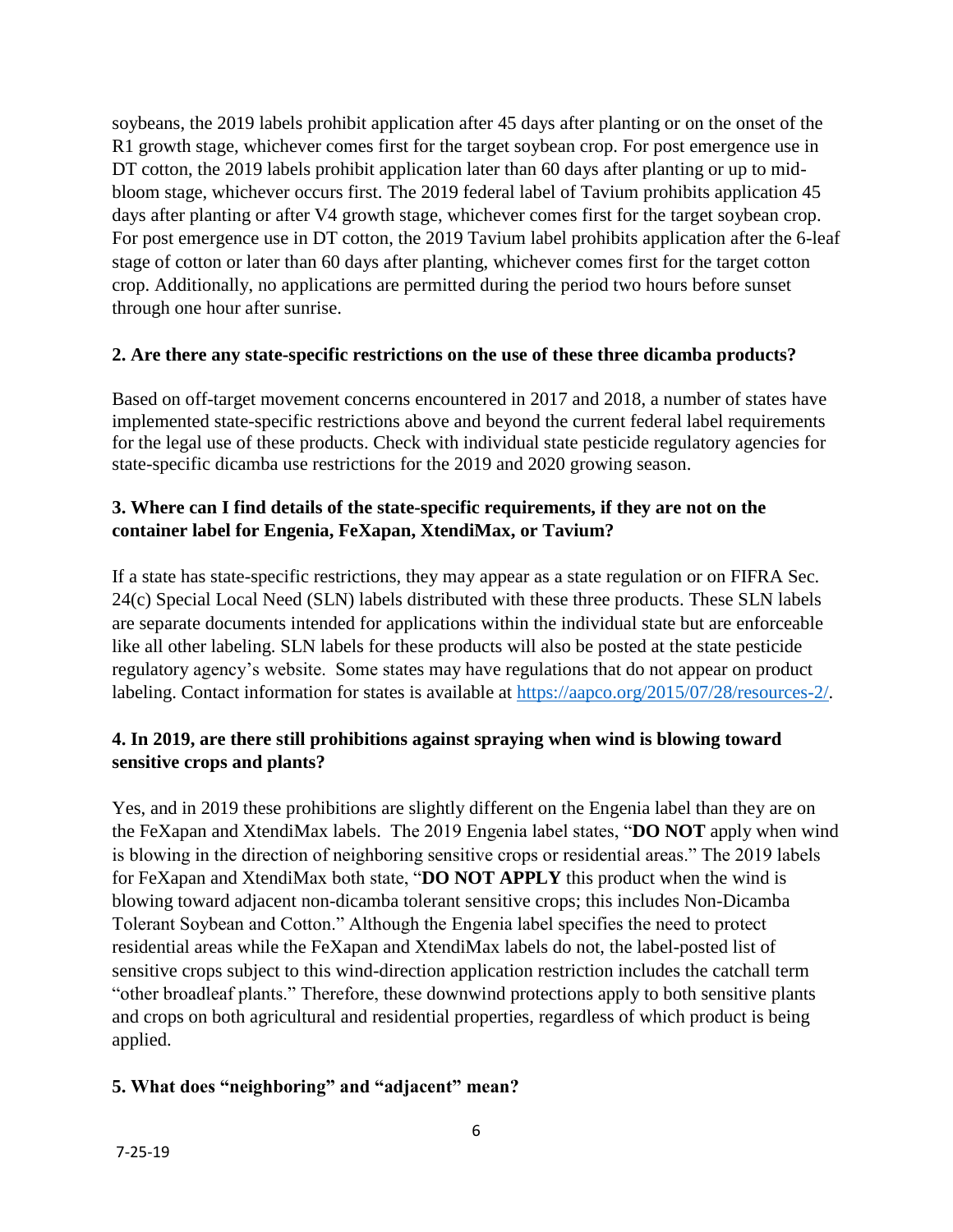soybeans, the 2019 labels prohibit application after 45 days after planting or on the onset of the R1 growth stage, whichever comes first for the target soybean crop. For post emergence use in DT cotton, the 2019 labels prohibit application later than 60 days after planting or up to mid-bloom stage, whichever occurs first. The 2019 federal label of Tavium prohibits application 45 days after planting or after V4 growth stage, whichever comes first for the target soybean crop. For post emergence use in DT cotton, the 2019 Tavium label prohibits application after the 6-leaf stage of cotton or later than 60 days after planting, whichever comes first for the target cotton crop. Additionally, no applications are permitted during the period two hours before sunset through one hour after sunrise.

**2. Are there any state-specific restrictions on the use of these three dicamba products?**

Based on off-target movement concerns encountered in 2017 and 2018, a number of states have implemented state-specific restrictions above and beyond the current federal label requirements for the legal use of these products. Check with individual state pesticide regulatory agencies for state-specific dicamba use restrictions for the 2019 and 2020 growing season.

**3. Where can I find details of the state-specific requirements, if they are not on the container label for Engenia, FeXapan, XtendiMax, or Tavium?**

If a state has state-specific restrictions, they may appear as a state regulation or on FIFRA Sec. 24(c) Special Local Need (SLN) labels distributed with these three products. These SLN labels are separate documents intended for applications within the individual state but are enforceable like all other labeling. SLN labels for these products will also be posted at the state pesticide regulatory agency's website. Some states may have regulations that do not appear on product labeling. Contact information for states is available at https://aapco.org/2015/07/28/resources-2/.

**4. In 2019, are there still prohibitions against spraying when wind is blowing toward sensitive crops and plants?**

Yes, and in 2019 these prohibitions are slightly different on the Engenia label than they are on the FeXapan and XtendiMax labels. The 2019 Engenia label states, "**DO NOT** apply when wind is blowing in the direction of neighboring sensitive crops or residential areas." The 2019 labels for FeXapan and XtendiMax both state, "**DO NOT APPLY** this product when the wind is blowing toward adjacent non-dicamba tolerant sensitive crops; this includes Non-Dicamba Tolerant Soybean and Cotton." Although the Engenia label specifies the need to protect residential areas while the FeXapan and XtendiMax labels do not, the label-posted list of sensitive crops subject to this wind-direction application restriction includes the catchall term "other broadleaf plants." Therefore, these downwind protections apply to both sensitive plants and crops on both agricultural and residential properties, regardless of which product is being applied.

**5. What does "neighboring" and "adjacent" mean?**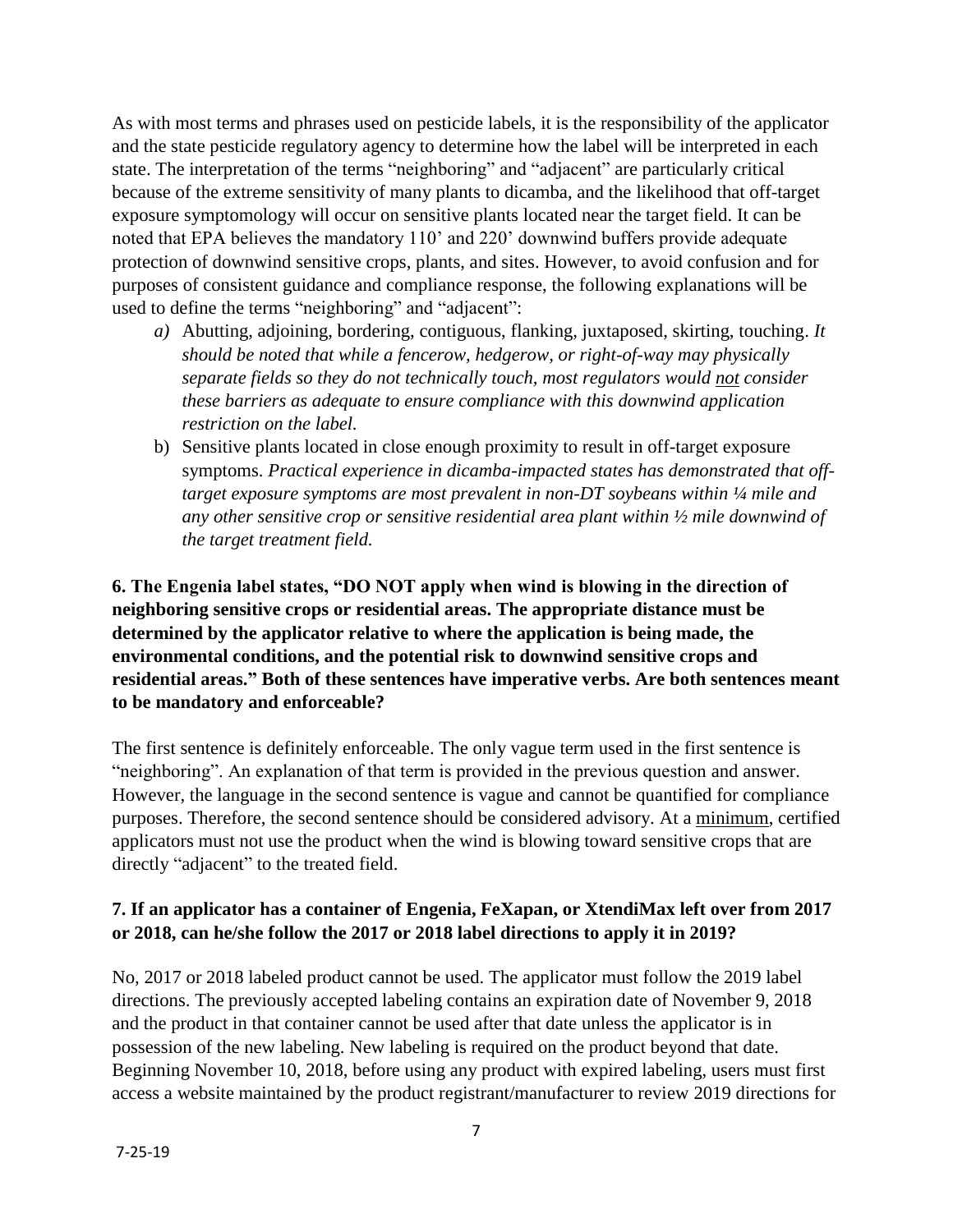As with most terms and phrases used on pesticide labels, it is the responsibility of the applicator and the state pesticide regulatory agency to determine how the label will be interpreted in each state. The interpretation of the terms "neighboring" and "adjacent" are particularly critical because of the extreme sensitivity of many plants to dicamba, and the likelihood that off-target exposure symptomology will occur on sensitive plants located near the target field. It can be noted that EPA believes the mandatory 110' and 220' downwind buffers provide adequate protection of downwind sensitive crops, plants, and sites. However, to avoid confusion and for purposes of consistent guidance and compliance response, the following explanations will be used to define the terms "neighboring" and "adjacent":

*a)* Abutting, adjoining, bordering, contiguous, flanking, juxtaposed, skirting, touching. *It should be noted that while a fencerow, hedgerow, or right-of-way may physically separate fields so they do not technically touch, most regulators would not consider these barriers as adequate to ensure compliance with this downwind application restriction on the label.*

b) Sensitive plants located in close enough proximity to result in off-target exposure symptoms. *Practical experience in dicamba-impacted states has demonstrated that off-target exposure symptoms are most prevalent in non-DT soybeans within ¼ mile and any other sensitive crop or sensitive residential area plant within ½ mile downwind of the target treatment field.*

**6. The Engenia label states, "DO NOT apply when wind is blowing in the direction of neighboring sensitive crops or residential areas. The appropriate distance must be determined by the applicator relative to where the application is being made, the environmental conditions, and the potential risk to downwind sensitive crops and residential areas." Both of these sentences have imperative verbs. Are both sentences meant to be mandatory and enforceable?**

The first sentence is definitely enforceable. The only vague term used in the first sentence is "neighboring". An explanation of that term is provided in the previous question and answer. However, the language in the second sentence is vague and cannot be quantified for compliance purposes. Therefore, the second sentence should be considered advisory. At a minimum, certified applicators must not use the product when the wind is blowing toward sensitive crops that are directly "adjacent" to the treated field.

**7. If an applicator has a container of Engenia, FeXapan, or XtendiMax left over from 2017 or 2018, can he/she follow the 2017 or 2018 label directions to apply it in 2019?**

No, 2017 or 2018 labeled product cannot be used. The applicator must follow the 2019 label directions. The previously accepted labeling contains an expiration date of November 9, 2018 and the product in that container cannot be used after that date unless the applicator is in possession of the new labeling. New labeling is required on the product beyond that date. Beginning November 10, 2018, before using any product with expired labeling, users must first access a website maintained by the product registrant/manufacturer to review 2019 directions for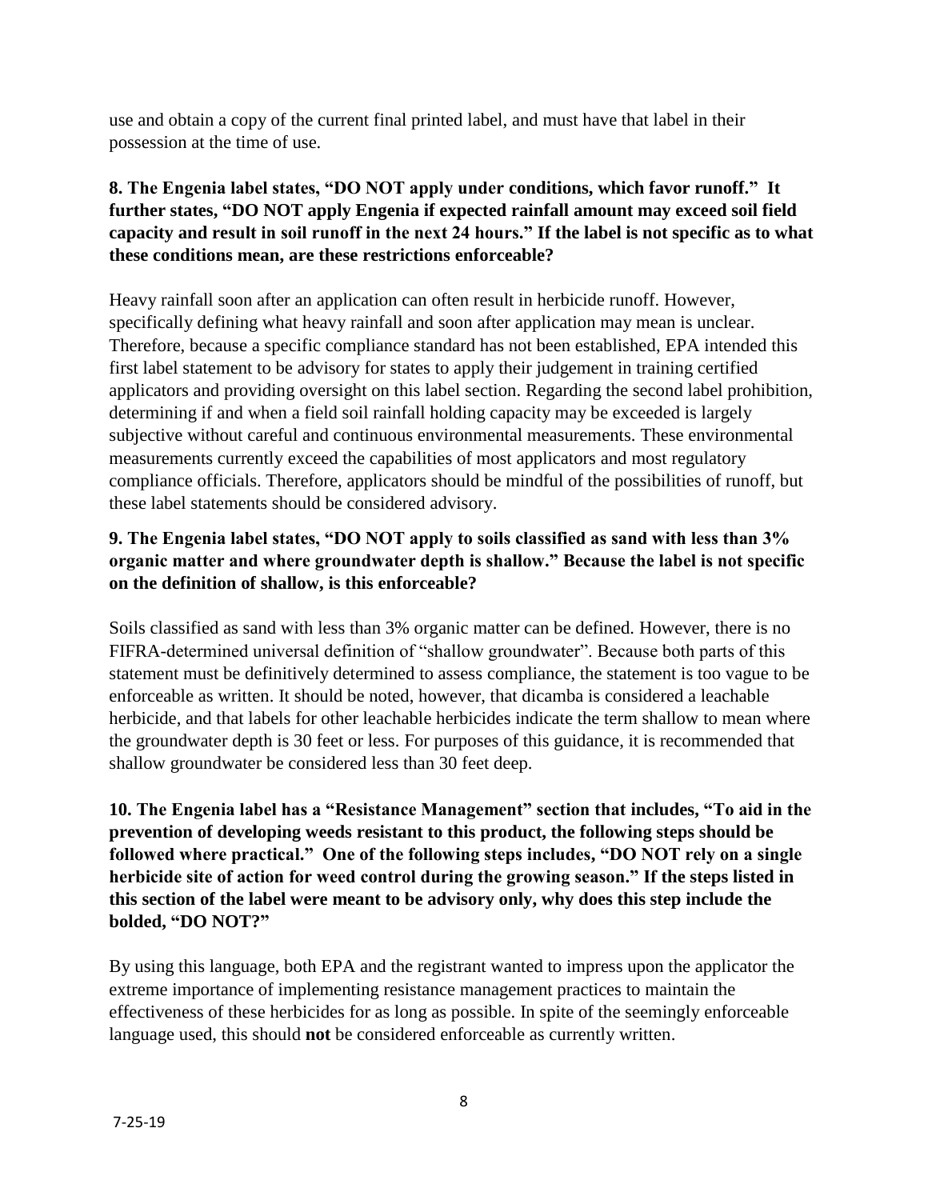use and obtain a copy of the current final printed label, and must have that label in their possession at the time of use.

**8. The Engenia label states, "DO NOT apply under conditions, which favor runoff." It further states, "DO NOT apply Engenia if expected rainfall amount may exceed soil field capacity and result in soil runoff in the next 24 hours." If the label is not specific as to what these conditions mean, are these restrictions enforceable?**

Heavy rainfall soon after an application can often result in herbicide runoff. However, specifically defining what heavy rainfall and soon after application may mean is unclear. Therefore, because a specific compliance standard has not been established, EPA intended this first label statement to be advisory for states to apply their judgement in training certified applicators and providing oversight on this label section. Regarding the second label prohibition, determining if and when a field soil rainfall holding capacity may be exceeded is largely subjective without careful and continuous environmental measurements. These environmental measurements currently exceed the capabilities of most applicators and most regulatory compliance officials. Therefore, applicators should be mindful of the possibilities of runoff, but these label statements should be considered advisory.

**9. The Engenia label states, "DO NOT apply to soils classified as sand with less than 3% organic matter and where groundwater depth is shallow." Because the label is not specific on the definition of shallow, is this enforceable?**

Soils classified as sand with less than 3% organic matter can be defined. However, there is no FIFRA-determined universal definition of "shallow groundwater". Because both parts of this statement must be definitively determined to assess compliance, the statement is too vague to be enforceable as written. It should be noted, however, that dicamba is considered a leachable herbicide, and that labels for other leachable herbicides indicate the term shallow to mean where the groundwater depth is 30 feet or less. For purposes of this guidance, it is recommended that shallow groundwater be considered less than 30 feet deep.

**10. The Engenia label has a "Resistance Management" section that includes, "To aid in the prevention of developing weeds resistant to this product, the following steps should be followed where practical." One of the following steps includes, "DO NOT rely on a single herbicide site of action for weed control during the growing season." If the steps listed in this section of the label were meant to be advisory only, why does this step include the bolded, "DO NOT?"**

By using this language, both EPA and the registrant wanted to impress upon the applicator the extreme importance of implementing resistance management practices to maintain the effectiveness of these herbicides for as long as possible. In spite of the seemingly enforceable language used, this should **not** be considered enforceable as currently written.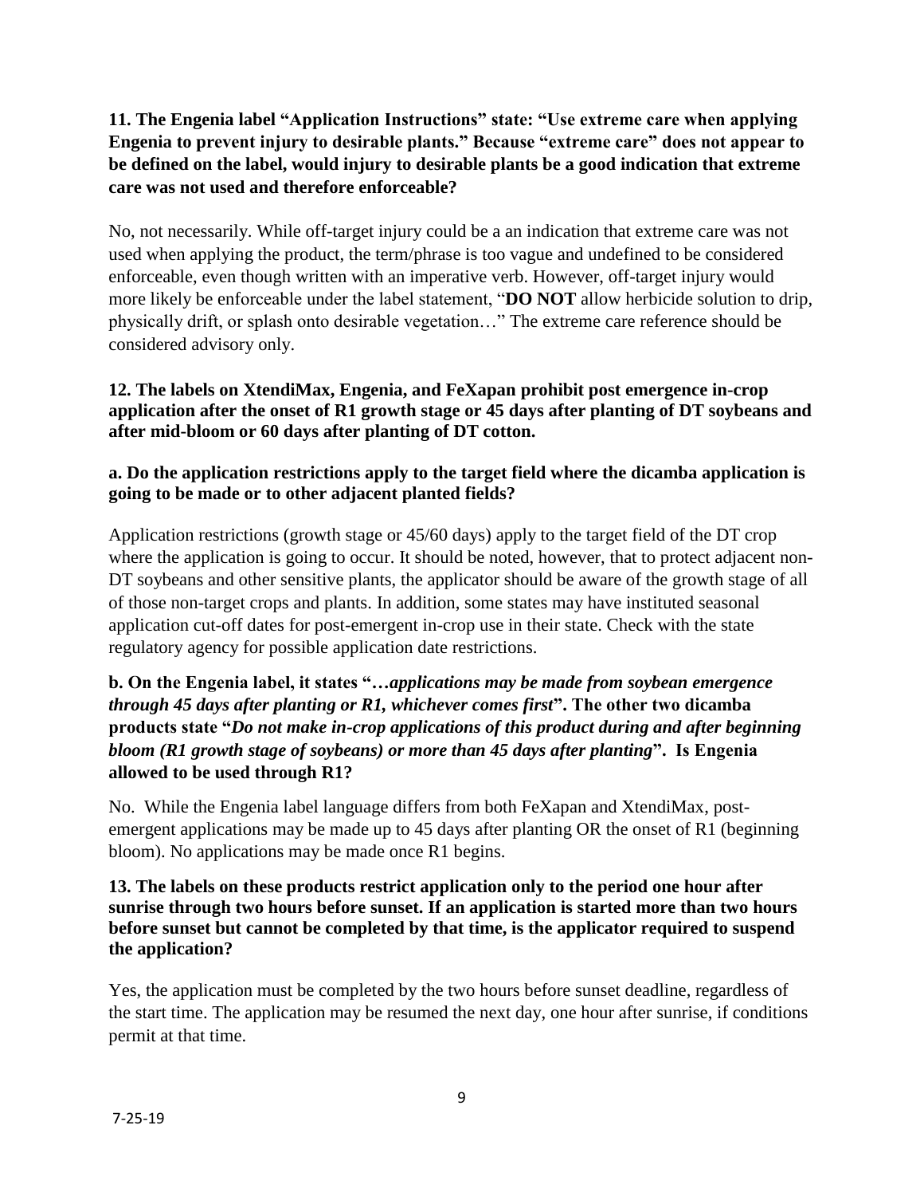**11. The Engenia label "Application Instructions" state: "Use extreme care when applying Engenia to prevent injury to desirable plants." Because "extreme care" does not appear to be defined on the label, would injury to desirable plants be a good indication that extreme care was not used and therefore enforceable?**

No, not necessarily. While off-target injury could be a an indication that extreme care was not used when applying the product, the term/phrase is too vague and undefined to be considered enforceable, even though written with an imperative verb. However, off-target injury would more likely be enforceable under the label statement, "**DO NOT** allow herbicide solution to drip, physically drift, or splash onto desirable vegetation…" The extreme care reference should be considered advisory only.

**12. The labels on XtendiMax, Engenia, and FeXapan prohibit post emergence in-crop application after the onset of R1 growth stage or 45 days after planting of DT soybeans and after mid-bloom or 60 days after planting of DT cotton.**

**a. Do the application restrictions apply to the target field where the dicamba application is going to be made or to other adjacent planted fields?**

Application restrictions (growth stage or 45/60 days) apply to the target field of the DT crop where the application is going to occur. It should be noted, however, that to protect adjacent non-DT soybeans and other sensitive plants, the applicator should be aware of the growth stage of all of those non-target crops and plants. In addition, some states may have instituted seasonal application cut-off dates for post-emergent in-crop use in their state. Check with the state regulatory agency for possible application date restrictions.

**b. On the Engenia label, it states "…*applications may be made from soybean emergence through 45 days after planting or R1, whichever comes first*". The other two dicamba products state "*Do not make in-crop applications of this product during and after beginning bloom (R1 growth stage of soybeans) or more than 45 days after planting*". Is Engenia allowed to be used through R1?**

No. While the Engenia label language differs from both FeXapan and XtendiMax, post-emergent applications may be made up to 45 days after planting OR the onset of R1 (beginning bloom). No applications may be made once R1 begins.

**13. The labels on these products restrict application only to the period one hour after sunrise through two hours before sunset. If an application is started more than two hours before sunset but cannot be completed by that time, is the applicator required to suspend the application?**

Yes, the application must be completed by the two hours before sunset deadline, regardless of the start time. The application may be resumed the next day, one hour after sunrise, if conditions permit at that time.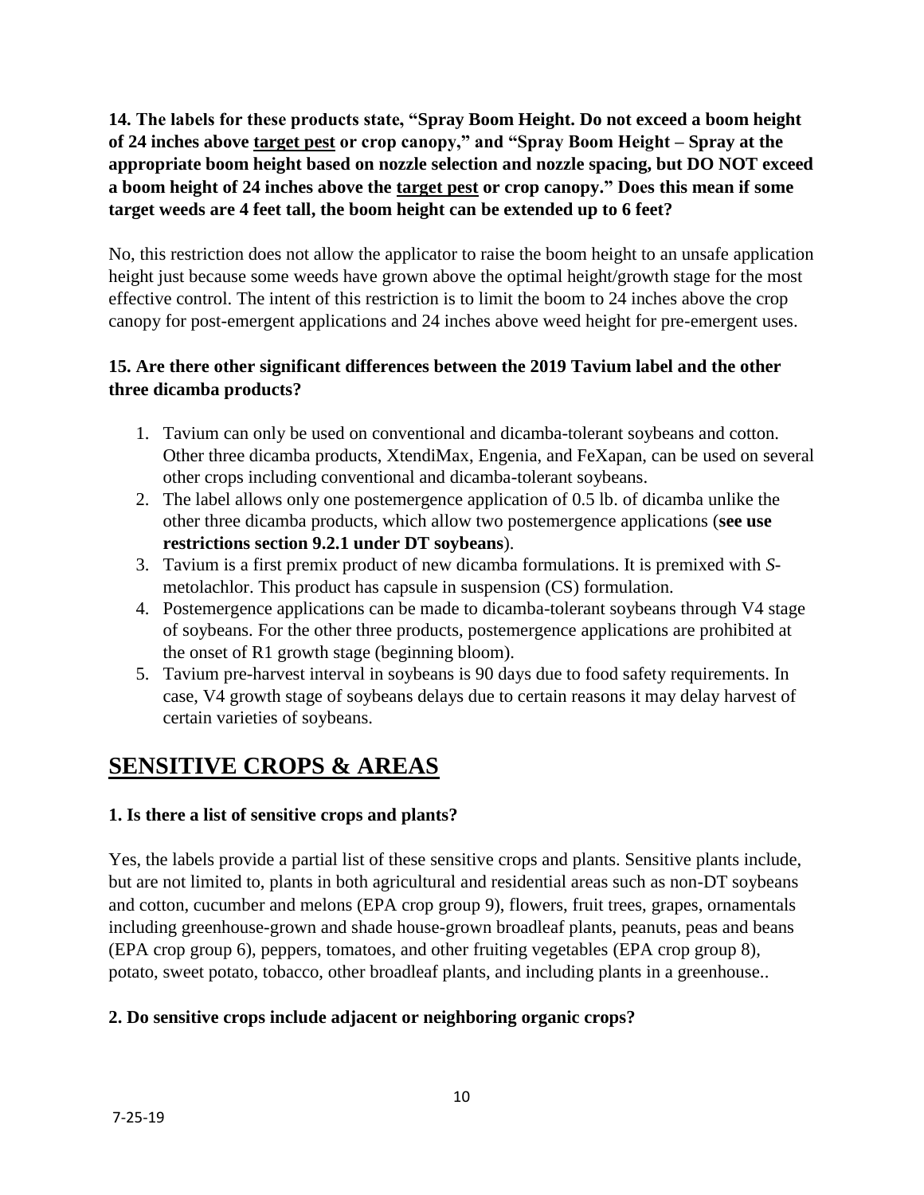**14. The labels for these products state, "Spray Boom Height. Do not exceed a boom height of 24 inches above <u>target pest</u> or crop canopy," and "Spray Boom Height – Spray at the appropriate boom height based on nozzle selection and nozzle spacing, but DO NOT exceed a boom height of 24 inches above the <u>target pest</u> or crop canopy." Does this mean if some target weeds are 4 feet tall, the boom height can be extended up to 6 feet?**

No, this restriction does not allow the applicator to raise the boom height to an unsafe application height just because some weeds have grown above the optimal height/growth stage for the most effective control. The intent of this restriction is to limit the boom to 24 inches above the crop canopy for post-emergent applications and 24 inches above weed height for pre-emergent uses.

**15. Are there other significant differences between the 2019 Tavium label and the other three dicamba products?**

1. Tavium can only be used on conventional and dicamba-tolerant soybeans and cotton. Other three dicamba products, XtendiMax, Engenia, and FeXapan, can be used on several other crops including conventional and dicamba-tolerant soybeans.
2. The label allows only one postemergence application of 0.5 lb. of dicamba unlike the other three dicamba products, which allow two postemergence applications (**see use restrictions section 9.2.1 under DT soybeans**).
3. Tavium is a first premix product of new dicamba formulations. It is premixed with *S*-metolachlor. This product has capsule in suspension (CS) formulation.
4. Postemergence applications can be made to dicamba-tolerant soybeans through V4 stage of soybeans. For the other three products, postemergence applications are prohibited at the onset of R1 growth stage (beginning bloom).
5. Tavium pre-harvest interval in soybeans is 90 days due to food safety requirements. In case, V4 growth stage of soybeans delays due to certain reasons it may delay harvest of certain varieties of soybeans.

# <u>SENSITIVE CROPS & AREAS</u>

**1. Is there a list of sensitive crops and plants?**

Yes, the labels provide a partial list of these sensitive crops and plants. Sensitive plants include, but are not limited to, plants in both agricultural and residential areas such as non-DT soybeans and cotton, cucumber and melons (EPA crop group 9), flowers, fruit trees, grapes, ornamentals including greenhouse-grown and shade house-grown broadleaf plants, peanuts, peas and beans (EPA crop group 6), peppers, tomatoes, and other fruiting vegetables (EPA crop group 8), potato, sweet potato, tobacco, other broadleaf plants, and including plants in a greenhouse..

**2. Do sensitive crops include adjacent or neighboring organic crops?**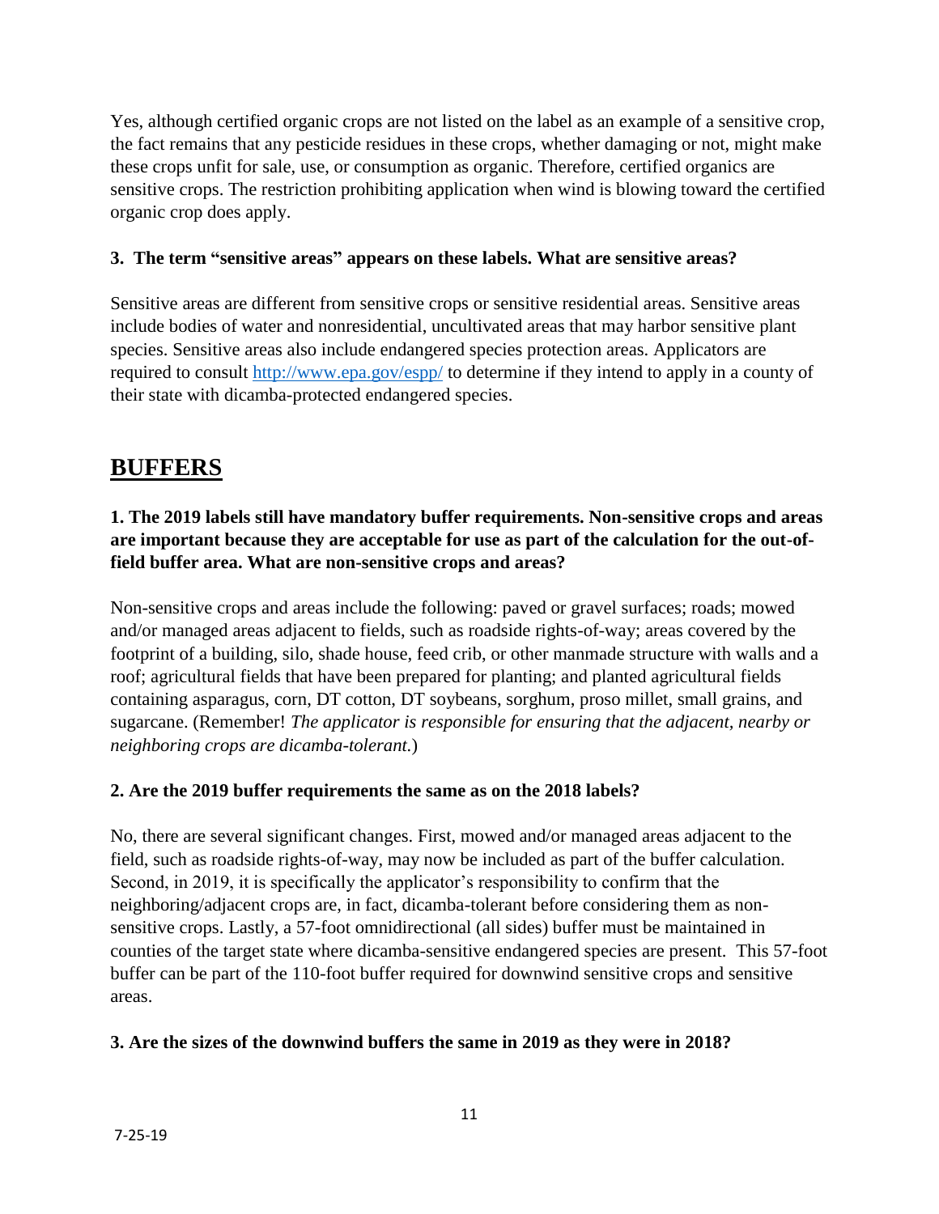Yes, although certified organic crops are not listed on the label as an example of a sensitive crop, the fact remains that any pesticide residues in these crops, whether damaging or not, might make these crops unfit for sale, use, or consumption as organic. Therefore, certified organics are sensitive crops. The restriction prohibiting application when wind is blowing toward the certified organic crop does apply.

**3. The term "sensitive areas" appears on these labels. What are sensitive areas?**

Sensitive areas are different from sensitive crops or sensitive residential areas. Sensitive areas include bodies of water and nonresidential, uncultivated areas that may harbor sensitive plant species. Sensitive areas also include endangered species protection areas. Applicators are required to consult [http://www.epa.gov/espp/](http://www.epa.gov/espp/) to determine if they intend to apply in a county of their state with dicamba-protected endangered species.

# BUFFERS

**1. The 2019 labels still have mandatory buffer requirements. Non-sensitive crops and areas are important because they are acceptable for use as part of the calculation for the out-of-field buffer area. What are non-sensitive crops and areas?**

Non-sensitive crops and areas include the following: paved or gravel surfaces; roads; mowed and/or managed areas adjacent to fields, such as roadside rights-of-way; areas covered by the footprint of a building, silo, shade house, feed crib, or other manmade structure with walls and a roof; agricultural fields that have been prepared for planting; and planted agricultural fields containing asparagus, corn, DT cotton, DT soybeans, sorghum, proso millet, small grains, and sugarcane. (Remember! *The applicator is responsible for ensuring that the adjacent, nearby or neighboring crops are dicamba-tolerant.*)

**2. Are the 2019 buffer requirements the same as on the 2018 labels?**

No, there are several significant changes. First, mowed and/or managed areas adjacent to the field, such as roadside rights-of-way, may now be included as part of the buffer calculation. Second, in 2019, it is specifically the applicator's responsibility to confirm that the neighboring/adjacent crops are, in fact, dicamba-tolerant before considering them as non-sensitive crops. Lastly, a 57-foot omnidirectional (all sides) buffer must be maintained in counties of the target state where dicamba-sensitive endangered species are present. This 57-foot buffer can be part of the 110-foot buffer required for downwind sensitive crops and sensitive areas.

**3. Are the sizes of the downwind buffers the same in 2019 as they were in 2018?**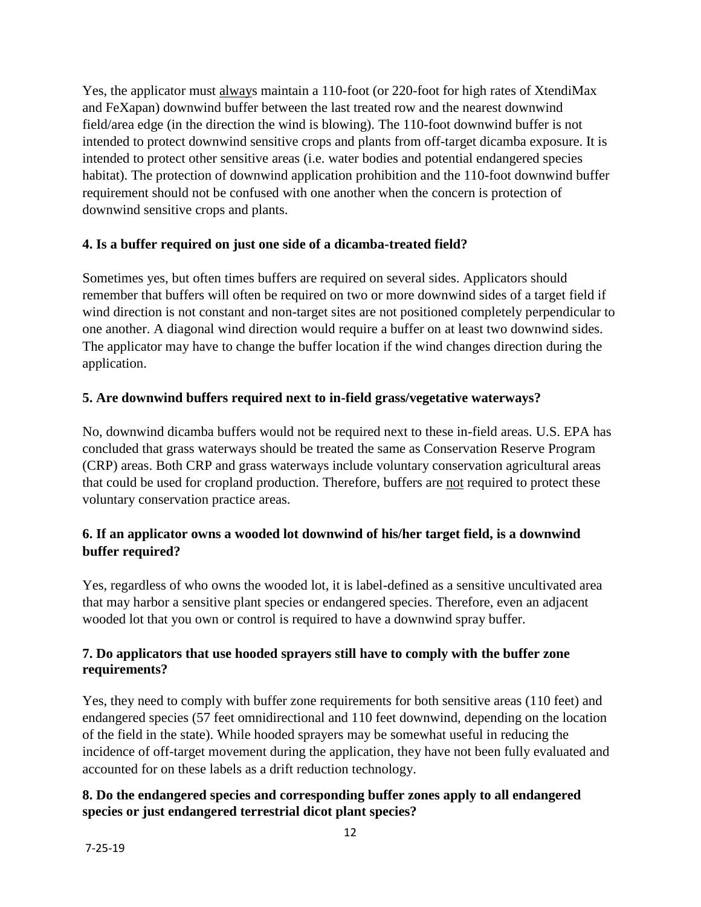Yes, the applicator must always maintain a 110-foot (or 220-foot for high rates of XtendiMax and FeXapan) downwind buffer between the last treated row and the nearest downwind field/area edge (in the direction the wind is blowing). The 110-foot downwind buffer is not intended to protect downwind sensitive crops and plants from off-target dicamba exposure. It is intended to protect other sensitive areas (i.e. water bodies and potential endangered species habitat). The protection of downwind application prohibition and the 110-foot downwind buffer requirement should not be confused with one another when the concern is protection of downwind sensitive crops and plants.

**4. Is a buffer required on just one side of a dicamba-treated field?**

Sometimes yes, but often times buffers are required on several sides. Applicators should remember that buffers will often be required on two or more downwind sides of a target field if wind direction is not constant and non-target sites are not positioned completely perpendicular to one another. A diagonal wind direction would require a buffer on at least two downwind sides. The applicator may have to change the buffer location if the wind changes direction during the application.

**5. Are downwind buffers required next to in-field grass/vegetative waterways?**

No, downwind dicamba buffers would not be required next to these in-field areas. U.S. EPA has concluded that grass waterways should be treated the same as Conservation Reserve Program (CRP) areas. Both CRP and grass waterways include voluntary conservation agricultural areas that could be used for cropland production. Therefore, buffers are not required to protect these voluntary conservation practice areas.

**6. If an applicator owns a wooded lot downwind of his/her target field, is a downwind buffer required?**

Yes, regardless of who owns the wooded lot, it is label-defined as a sensitive uncultivated area that may harbor a sensitive plant species or endangered species. Therefore, even an adjacent wooded lot that you own or control is required to have a downwind spray buffer.

**7. Do applicators that use hooded sprayers still have to comply with the buffer zone requirements?**

Yes, they need to comply with buffer zone requirements for both sensitive areas (110 feet) and endangered species (57 feet omnidirectional and 110 feet downwind, depending on the location of the field in the state). While hooded sprayers may be somewhat useful in reducing the incidence of off-target movement during the application, they have not been fully evaluated and accounted for on these labels as a drift reduction technology.

**8. Do the endangered species and corresponding buffer zones apply to all endangered species or just endangered terrestrial dicot plant species?**

7-25-19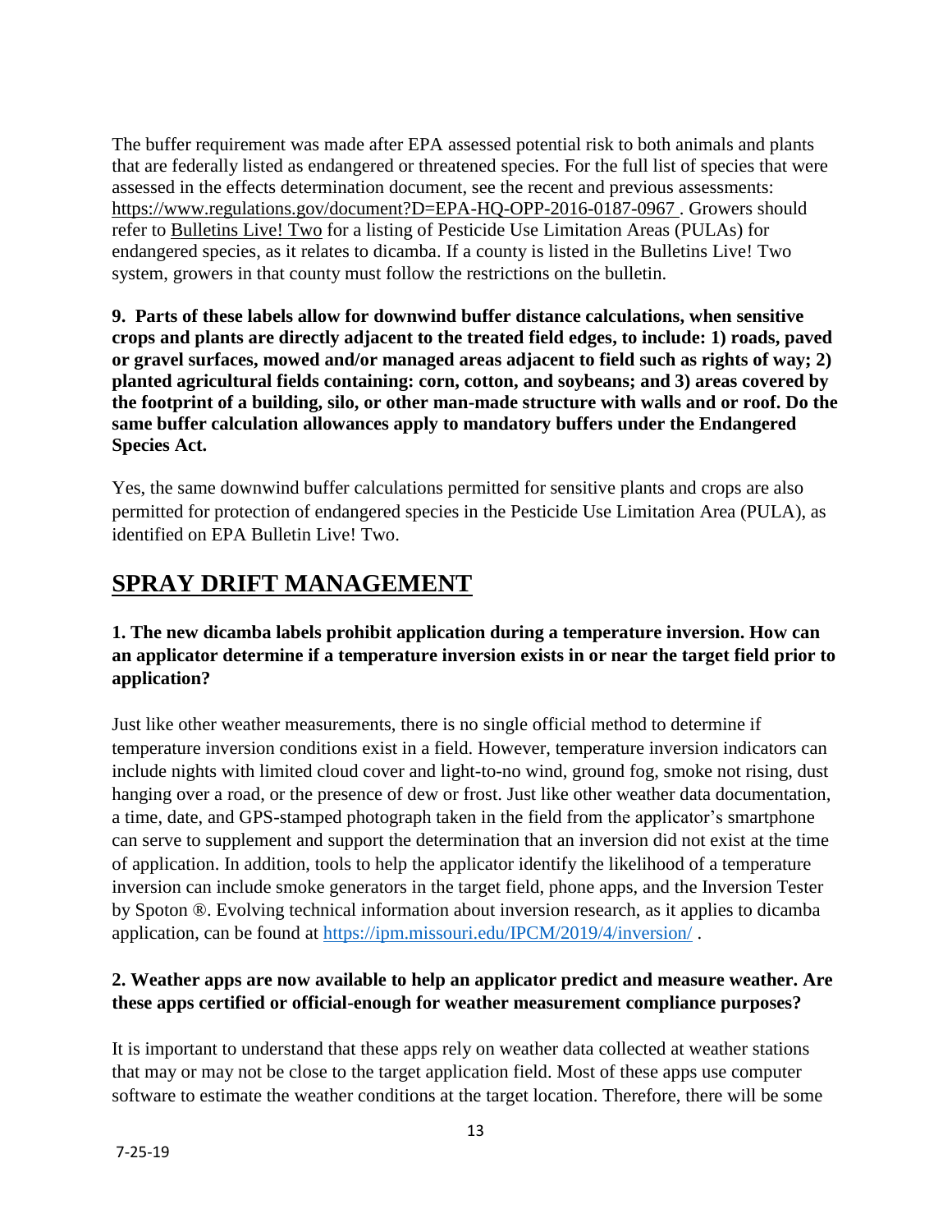The buffer requirement was made after EPA assessed potential risk to both animals and plants that are federally listed as endangered or threatened species. For the full list of species that were assessed in the effects determination document, see the recent and previous assessments: https://www.regulations.gov/document?D=EPA-HQ-OPP-2016-0187-0967 . Growers should refer to Bulletins Live! Two for a listing of Pesticide Use Limitation Areas (PULAs) for endangered species, as it relates to dicamba. If a county is listed in the Bulletins Live! Two system, growers in that county must follow the restrictions on the bulletin.

**9. Parts of these labels allow for downwind buffer distance calculations, when sensitive crops and plants are directly adjacent to the treated field edges, to include: 1) roads, paved or gravel surfaces, mowed and/or managed areas adjacent to field such as rights of way; 2) planted agricultural fields containing: corn, cotton, and soybeans; and 3) areas covered by the footprint of a building, silo, or other man-made structure with walls and or roof. Do the same buffer calculation allowances apply to mandatory buffers under the Endangered Species Act.**

Yes, the same downwind buffer calculations permitted for sensitive plants and crops are also permitted for protection of endangered species in the Pesticide Use Limitation Area (PULA), as identified on EPA Bulletin Live! Two.

## SPRAY DRIFT MANAGEMENT

### 1. The new dicamba labels prohibit application during a temperature inversion. How can an applicator determine if a temperature inversion exists in or near the target field prior to application?

Just like other weather measurements, there is no single official method to determine if temperature inversion conditions exist in a field. However, temperature inversion indicators can include nights with limited cloud cover and light-to-no wind, ground fog, smoke not rising, dust hanging over a road, or the presence of dew or frost. Just like other weather data documentation, a time, date, and GPS-stamped photograph taken in the field from the applicator's smartphone can serve to supplement and support the determination that an inversion did not exist at the time of application. In addition, tools to help the applicator identify the likelihood of a temperature inversion can include smoke generators in the target field, phone apps, and the Inversion Tester by Spoton ®. Evolving technical information about inversion research, as it applies to dicamba application, can be found at https://ipm.missouri.edu/IPCM/2019/4/inversion/ .

### 2. Weather apps are now available to help an applicator predict and measure weather. Are these apps certified or official-enough for weather measurement compliance purposes?

It is important to understand that these apps rely on weather data collected at weather stations that may or may not be close to the target application field. Most of these apps use computer software to estimate the weather conditions at the target location. Therefore, there will be some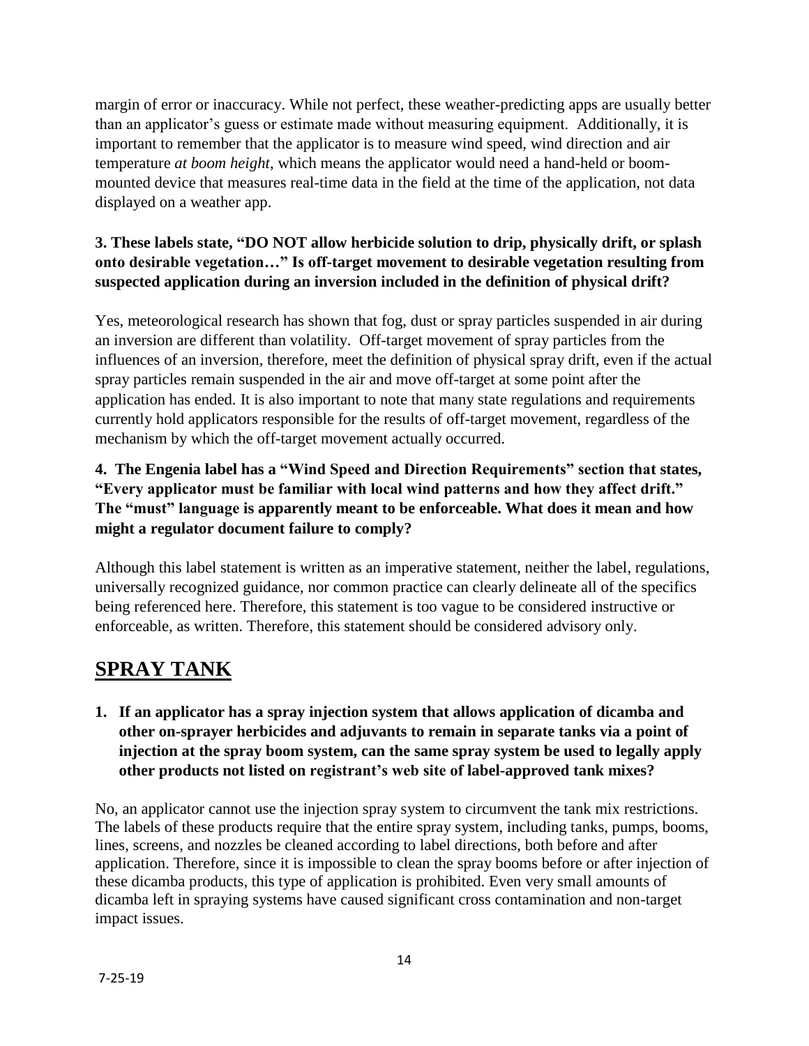margin of error or inaccuracy. While not perfect, these weather-predicting apps are usually better than an applicator's guess or estimate made without measuring equipment. Additionally, it is important to remember that the applicator is to measure wind speed, wind direction and air temperature *at boom height*, which means the applicator would need a hand-held or boom-mounted device that measures real-time data in the field at the time of the application, not data displayed on a weather app.

**3. These labels state, "DO NOT allow herbicide solution to drip, physically drift, or splash onto desirable vegetation…" Is off-target movement to desirable vegetation resulting from suspected application during an inversion included in the definition of physical drift?**

Yes, meteorological research has shown that fog, dust or spray particles suspended in air during an inversion are different than volatility. Off-target movement of spray particles from the influences of an inversion, therefore, meet the definition of physical spray drift, even if the actual spray particles remain suspended in the air and move off-target at some point after the application has ended. It is also important to note that many state regulations and requirements currently hold applicators responsible for the results of off-target movement, regardless of the mechanism by which the off-target movement actually occurred.

**4. The Engenia label has a "Wind Speed and Direction Requirements" section that states, "Every applicator must be familiar with local wind patterns and how they affect drift." The "must" language is apparently meant to be enforceable. What does it mean and how might a regulator document failure to comply?**

Although this label statement is written as an imperative statement, neither the label, regulations, universally recognized guidance, nor common practice can clearly delineate all of the specifics being referenced here. Therefore, this statement is too vague to be considered instructive or enforceable, as written. Therefore, this statement should be considered advisory only.

## SPRAY TANK

**1. If an applicator has a spray injection system that allows application of dicamba and other on-sprayer herbicides and adjuvants to remain in separate tanks via a point of injection at the spray boom system, can the same spray system be used to legally apply other products not listed on registrant's web site of label-approved tank mixes?**

No, an applicator cannot use the injection spray system to circumvent the tank mix restrictions. The labels of these products require that the entire spray system, including tanks, pumps, booms, lines, screens, and nozzles be cleaned according to label directions, both before and after application. Therefore, since it is impossible to clean the spray booms before or after injection of these dicamba products, this type of application is prohibited. Even very small amounts of dicamba left in spraying systems have caused significant cross contamination and non-target impact issues.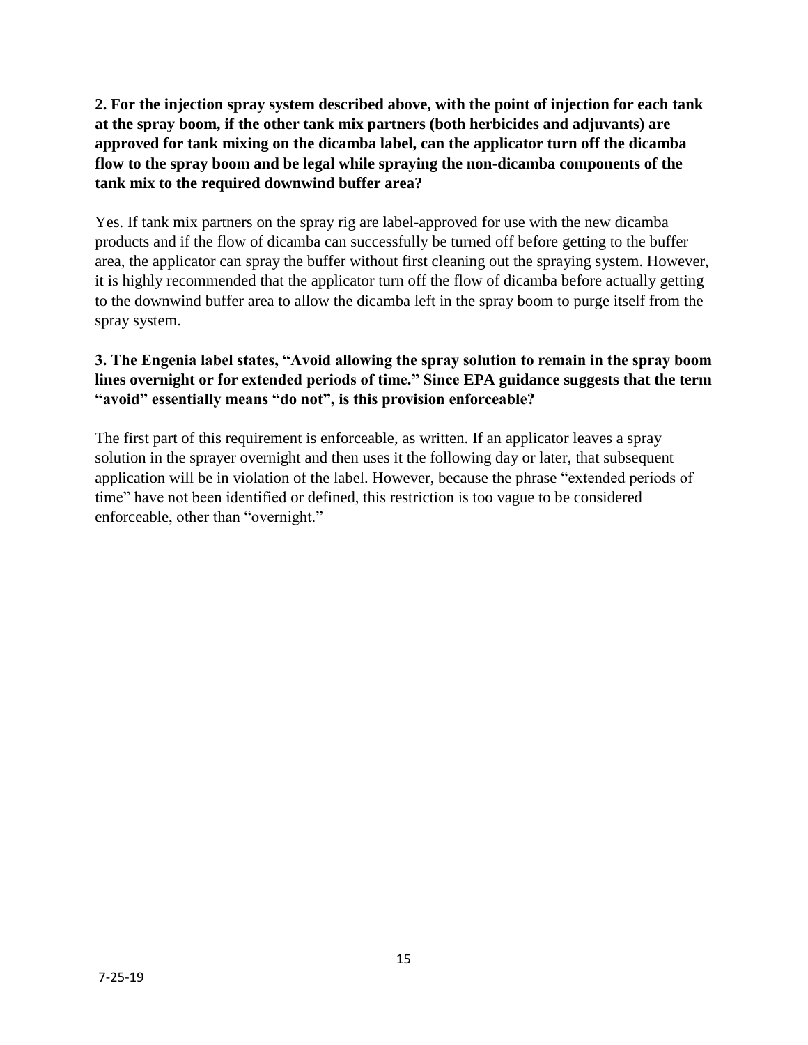**2. For the injection spray system described above, with the point of injection for each tank at the spray boom, if the other tank mix partners (both herbicides and adjuvants) are approved for tank mixing on the dicamba label, can the applicator turn off the dicamba flow to the spray boom and be legal while spraying the non-dicamba components of the tank mix to the required downwind buffer area?**

Yes. If tank mix partners on the spray rig are label-approved for use with the new dicamba products and if the flow of dicamba can successfully be turned off before getting to the buffer area, the applicator can spray the buffer without first cleaning out the spraying system. However, it is highly recommended that the applicator turn off the flow of dicamba before actually getting to the downwind buffer area to allow the dicamba left in the spray boom to purge itself from the spray system.

**3. The Engenia label states, "Avoid allowing the spray solution to remain in the spray boom lines overnight or for extended periods of time." Since EPA guidance suggests that the term "avoid" essentially means "do not", is this provision enforceable?**

The first part of this requirement is enforceable, as written. If an applicator leaves a spray solution in the sprayer overnight and then uses it the following day or later, that subsequent application will be in violation of the label. However, because the phrase "extended periods of time" have not been identified or defined, this restriction is too vague to be considered enforceable, other than "overnight."

7-25-19